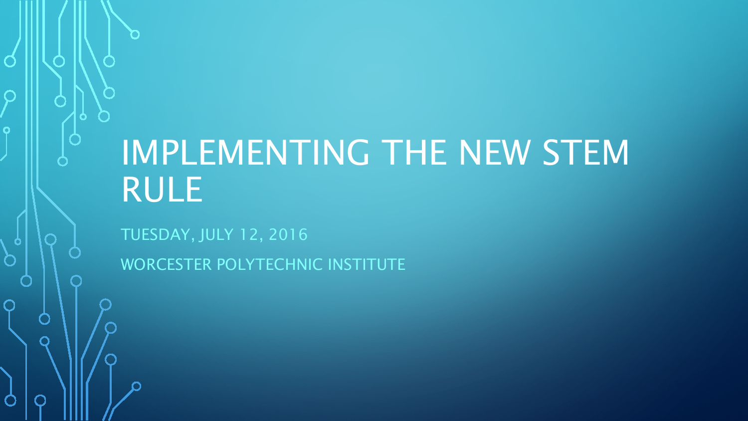# IMPLEMENTING THE NEW STEM RULE

TUESDAY, JULY 12, 2016

WORCESTER POLYTECHNIC INSTITUTE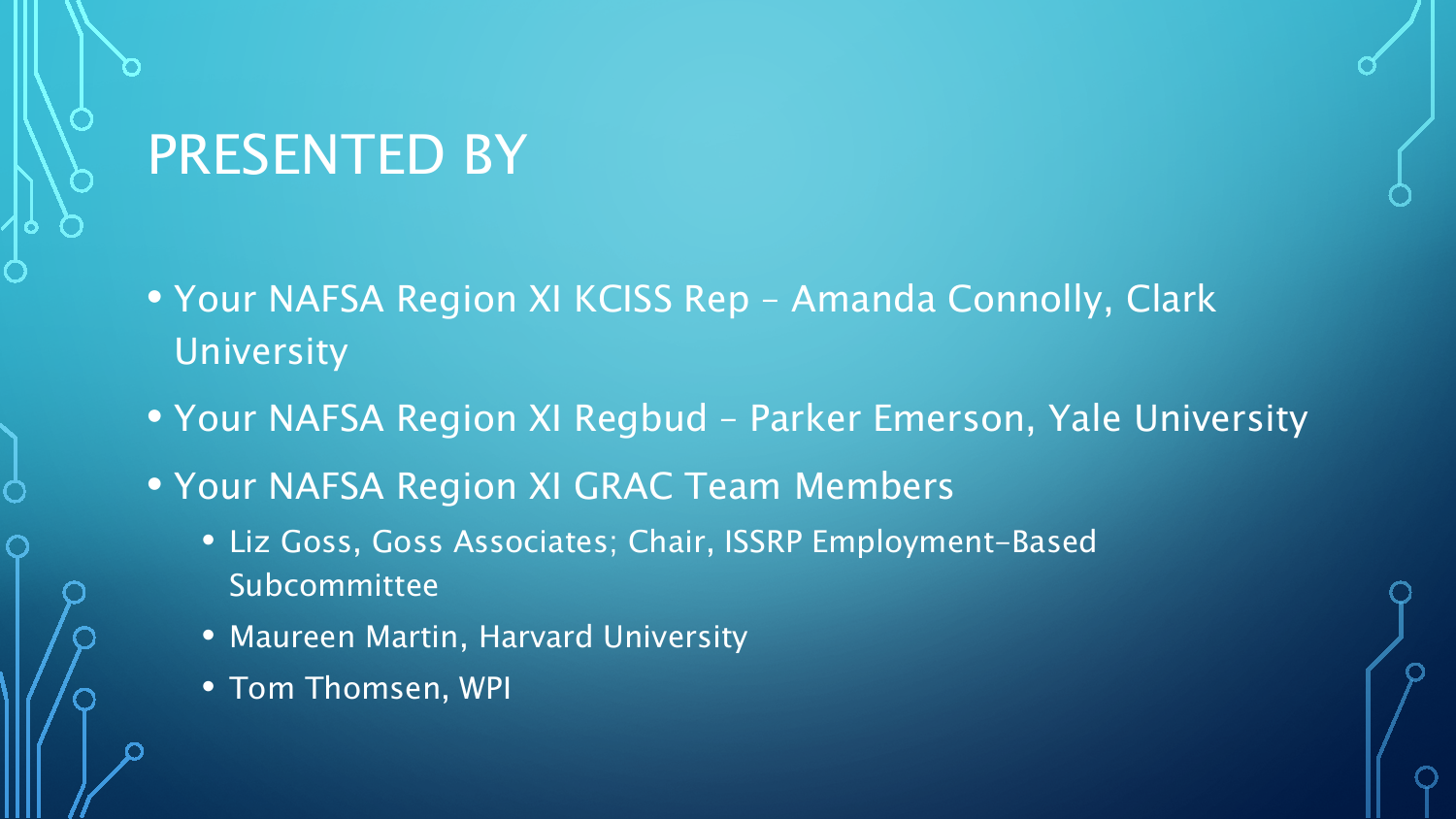# PRESENTED BY

- Your NAFSA Region XI KCISS Rep – Amanda Connolly, Clark University
- Your NAFSA Region XI Regbud – Parker Emerson, Yale University
- Your NAFSA Region XI GRAC Team Members
  - Liz Goss, Goss Associates; Chair, ISSRP Employment-Based Subcommittee
  - Maureen Martin, Harvard University
  - Tom Thomsen, WPI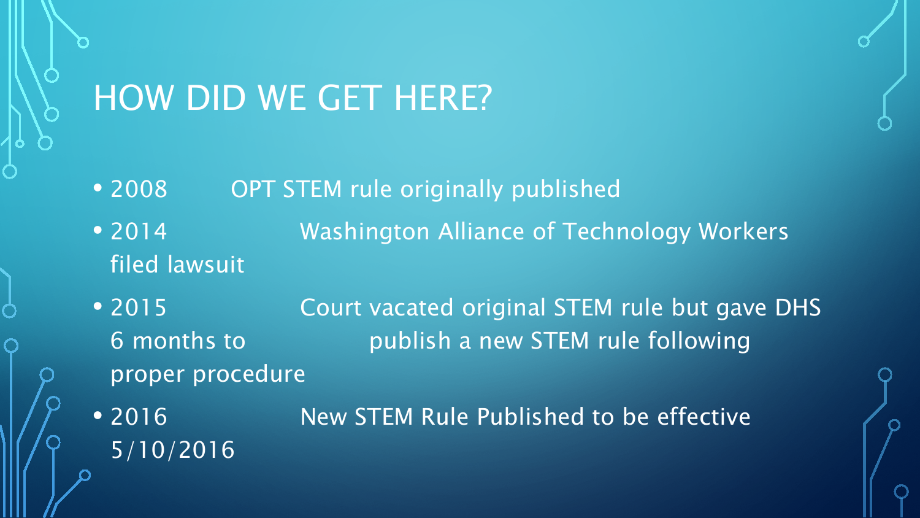# HOW DID WE GET HERE?

- 2008 OPT STEM rule originally published
- 2014 Washington Alliance of Technology Workers filed lawsuit
- 2015 Court vacated original STEM rule but gave DHS 6 months to publish a new STEM rule following proper procedure
- 2016 New STEM Rule Published to be effective 5/10/2016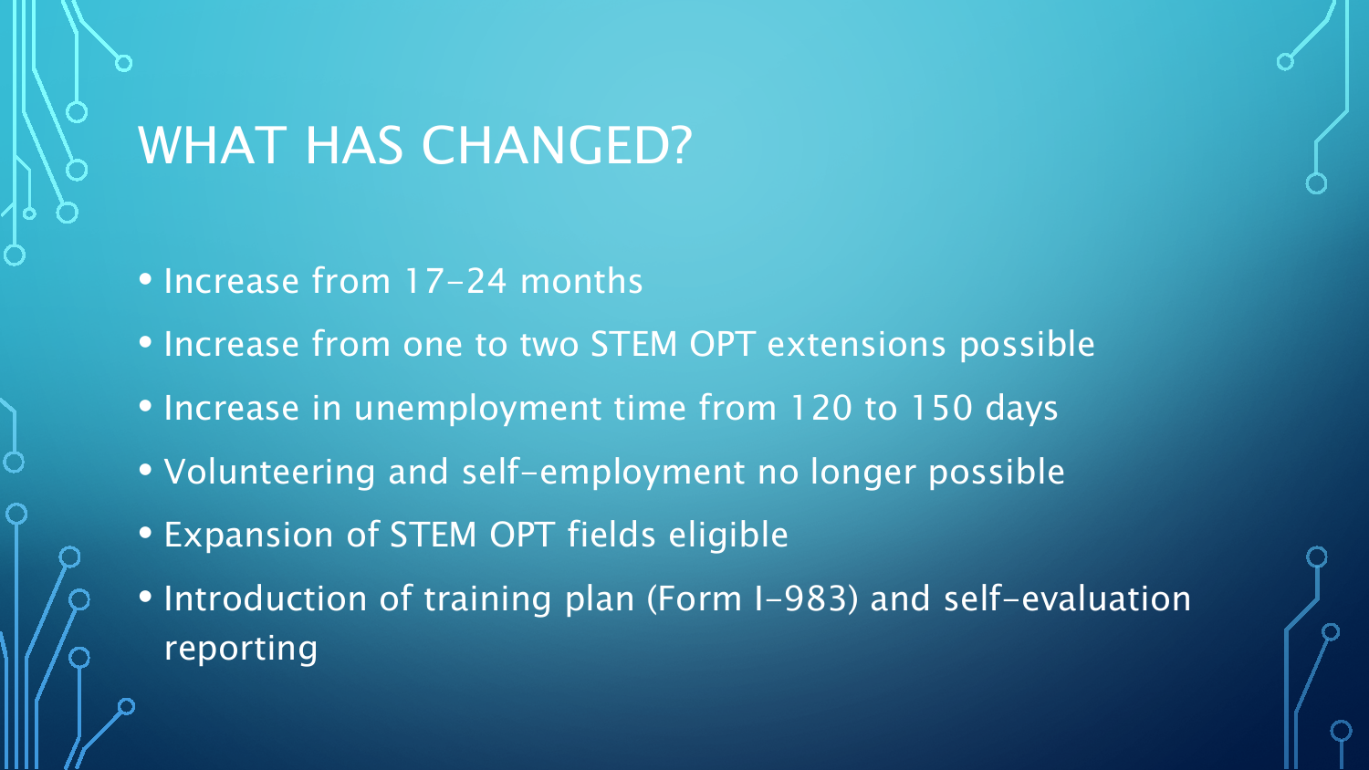# WHAT HAS CHANGED?

- Increase from 17-24 months
- Increase from one to two STEM OPT extensions possible
- Increase in unemployment time from 120 to 150 days
- Volunteering and self-employment no longer possible
- Expansion of STEM OPT fields eligible
- Introduction of training plan (Form I-983) and self-evaluation reporting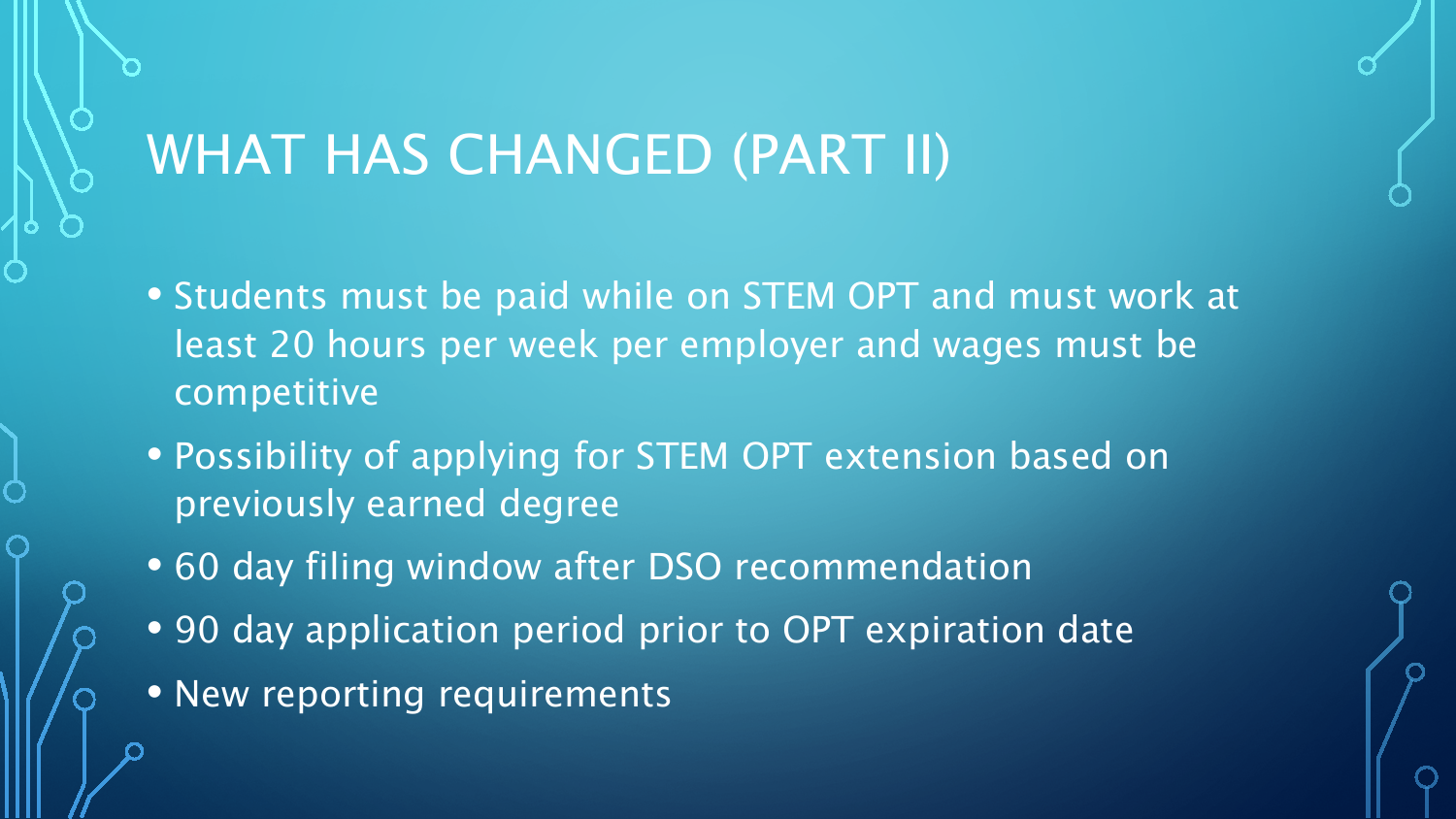# WHAT HAS CHANGED (PART II)

- Students must be paid while on STEM OPT and must work at least 20 hours per week per employer and wages must be competitive
- Possibility of applying for STEM OPT extension based on previously earned degree
- 60 day filing window after DSO recommendation
- 90 day application period prior to OPT expiration date
- New reporting requirements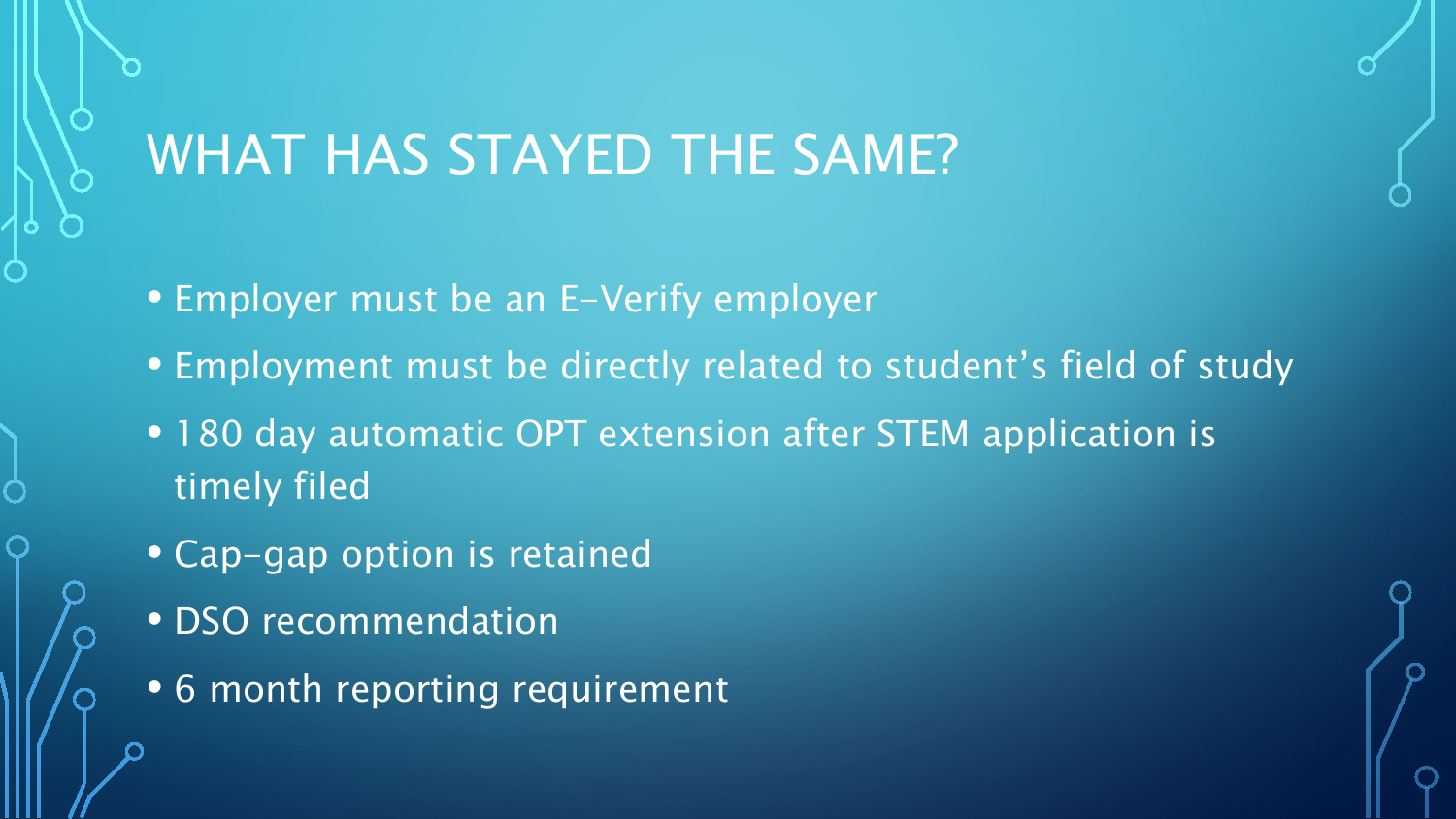# WHAT HAS STAYED THE SAME?

- Employer must be an E-Verify employer
- Employment must be directly related to student's field of study
- 180 day automatic OPT extension after STEM application is timely filed
- Cap-gap option is retained
- DSO recommendation
- 6 month reporting requirement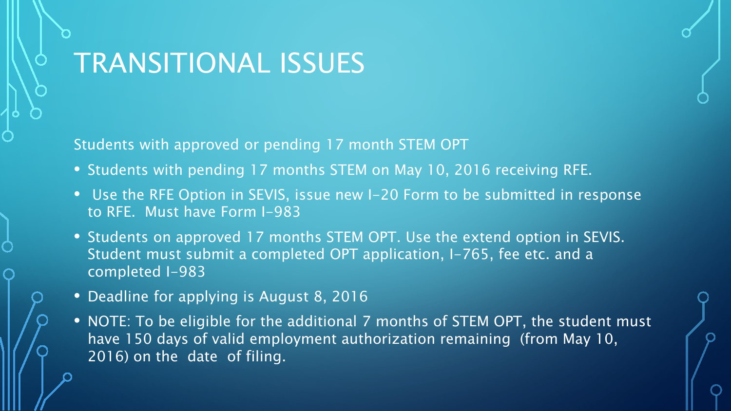# TRANSITIONAL ISSUES

Students with approved or pending 17 month STEM OPT

- Students with pending 17 months STEM on May 10, 2016 receiving RFE.
- Use the RFE Option in SEVIS, issue new I-20 Form to be submitted in response to RFE. Must have Form I-983
- Students on approved 17 months STEM OPT. Use the extend option in SEVIS. Student must submit a completed OPT application, I-765, fee etc. and a completed I-983
- Deadline for applying is August 8, 2016
- NOTE: To be eligible for the additional 7 months of STEM OPT, the student must have 150 days of valid employment authorization remaining (from May 10, 2016) on the date of filing.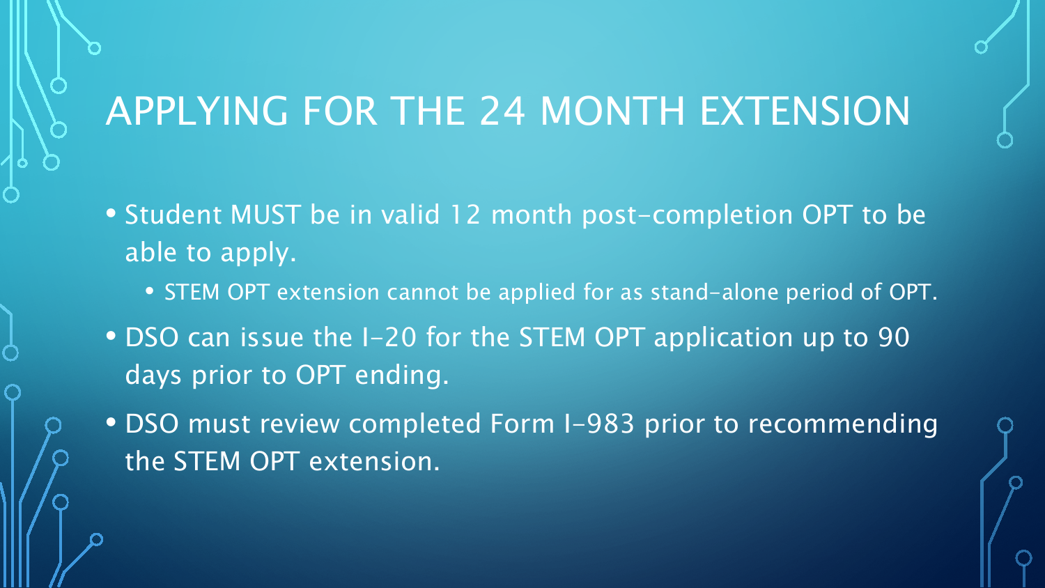# APPLYING FOR THE 24 MONTH EXTENSION

- Student MUST be in valid 12 month post-completion OPT to be able to apply.
  - STEM OPT extension cannot be applied for as stand-alone period of OPT.
- DSO can issue the I-20 for the STEM OPT application up to 90 days prior to OPT ending.
- DSO must review completed Form I-983 prior to recommending the STEM OPT extension.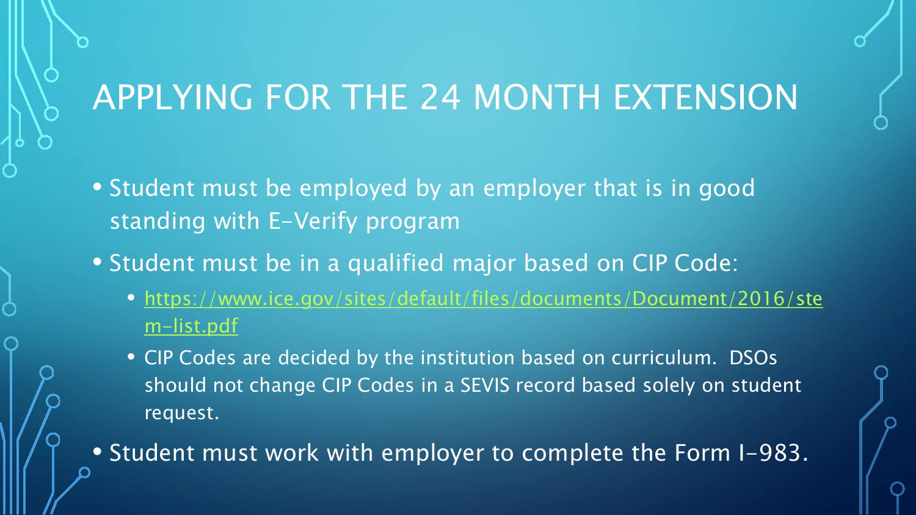# APPLYING FOR THE 24 MONTH EXTENSION

- Student must be employed by an employer that is in good standing with E-Verify program
- Student must be in a qualified major based on CIP Code:
  - https://www.ice.gov/sites/default/files/documents/Document/2016/stem-list.pdf
  - CIP Codes are decided by the institution based on curriculum. DSOs should not change CIP Codes in a SEVIS record based solely on student request.
- Student must work with employer to complete the Form I-983.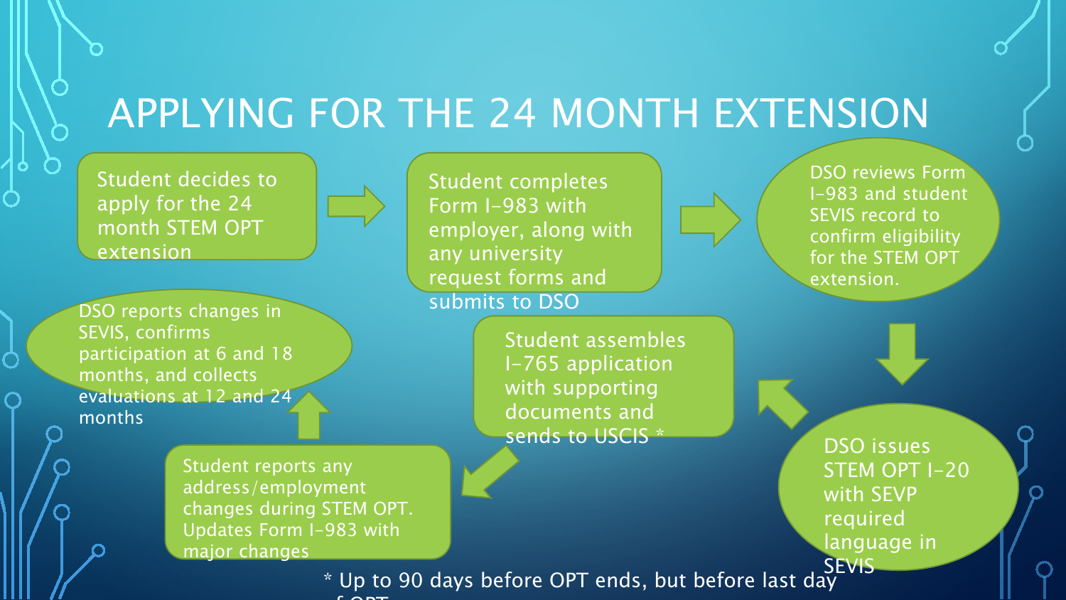# APPLYING FOR THE 24 MONTH EXTENSION

1. Student decides to apply for the 24 month STEM OPT extension
2. Student completes Form I-983 with employer, along with any university request forms and submits to DSO
3. DSO reviews Form I-983 and student SEVIS record to confirm eligibility for the STEM OPT extension.
4. DSO issues STEM OPT I-20 with SEVP required language in SEVIS
5. Student assembles I-765 application with supporting documents and sends to USCIS *
6. Student reports any address/employment changes during STEM OPT. Updates Form I-983 with major changes
7. DSO reports changes in SEVIS, confirms participation at 6 and 18 months, and collects evaluations at 12 and 24 months

\* Up to 90 days before OPT ends, but before last day of OPT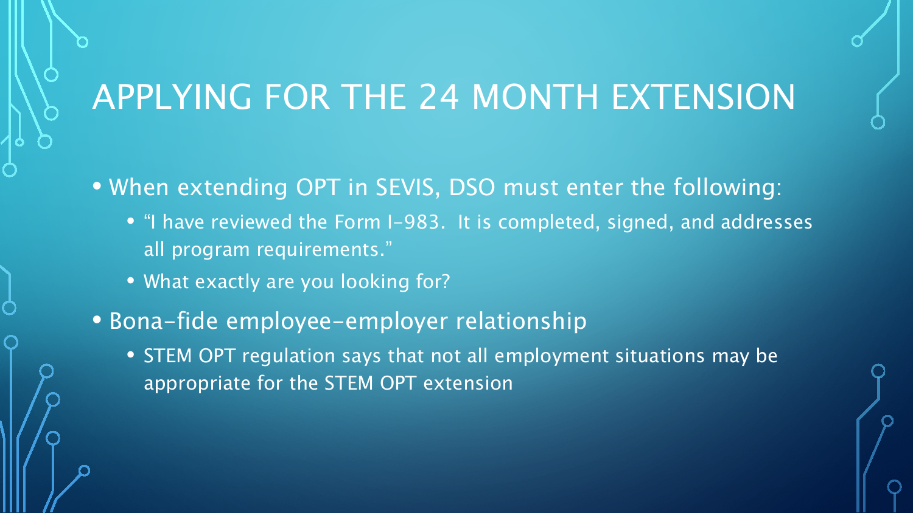# APPLYING FOR THE 24 MONTH EXTENSION

- When extending OPT in SEVIS, DSO must enter the following:
  - "I have reviewed the Form I-983. It is completed, signed, and addresses all program requirements."
  - What exactly are you looking for?
- Bona-fide employee-employer relationship
  - STEM OPT regulation says that not all employment situations may be appropriate for the STEM OPT extension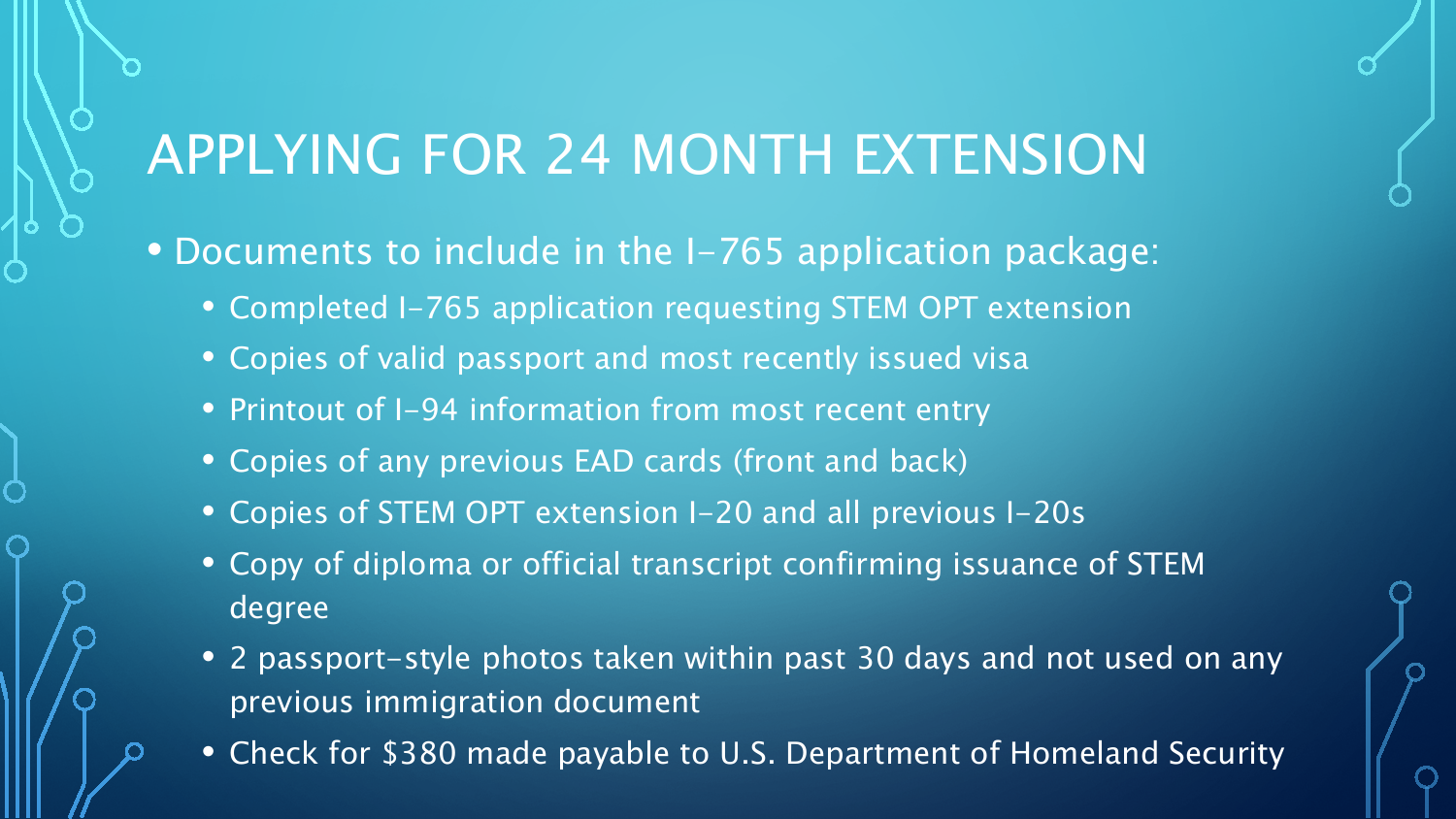# APPLYING FOR 24 MONTH EXTENSION

- Documents to include in the I-765 application package:
  - Completed I-765 application requesting STEM OPT extension
  - Copies of valid passport and most recently issued visa
  - Printout of I-94 information from most recent entry
  - Copies of any previous EAD cards (front and back)
  - Copies of STEM OPT extension I-20 and all previous I-20s
  - Copy of diploma or official transcript confirming issuance of STEM degree
  - 2 passport-style photos taken within past 30 days and not used on any previous immigration document
  - Check for $380 made payable to U.S. Department of Homeland Security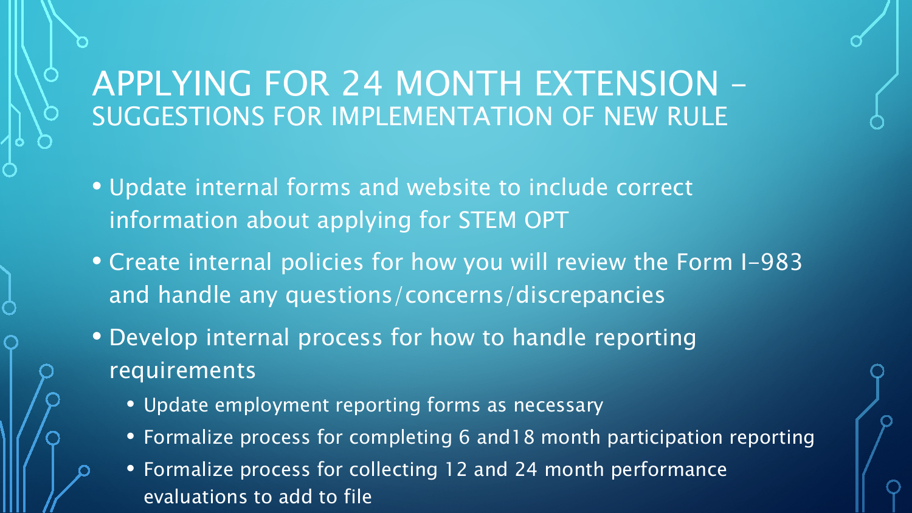# APPLYING FOR 24 MONTH EXTENSION – SUGGESTIONS FOR IMPLEMENTATION OF NEW RULE

- Update internal forms and website to include correct information about applying for STEM OPT
- Create internal policies for how you will review the Form I-983 and handle any questions/concerns/discrepancies
- Develop internal process for how to handle reporting requirements
  - Update employment reporting forms as necessary
  - Formalize process for completing 6 and18 month participation reporting
  - Formalize process for collecting 12 and 24 month performance evaluations to add to file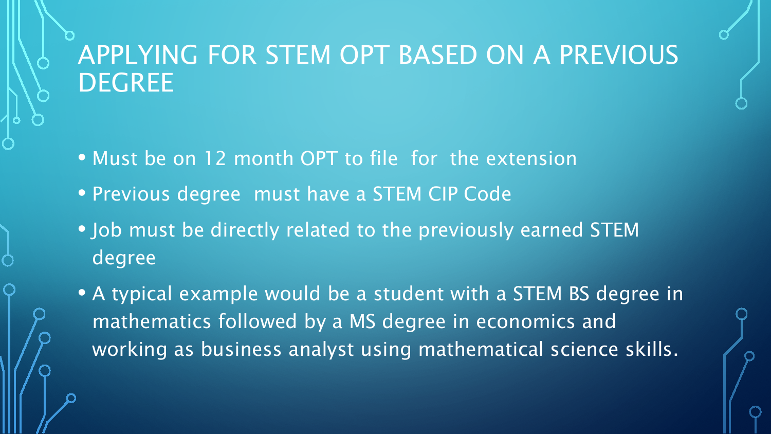# APPLYING FOR STEM OPT BASED ON A PREVIOUS DEGREE

- Must be on 12 month OPT to file for the extension
- Previous degree must have a STEM CIP Code
- Job must be directly related to the previously earned STEM degree
- A typical example would be a student with a STEM BS degree in mathematics followed by a MS degree in economics and working as business analyst using mathematical science skills.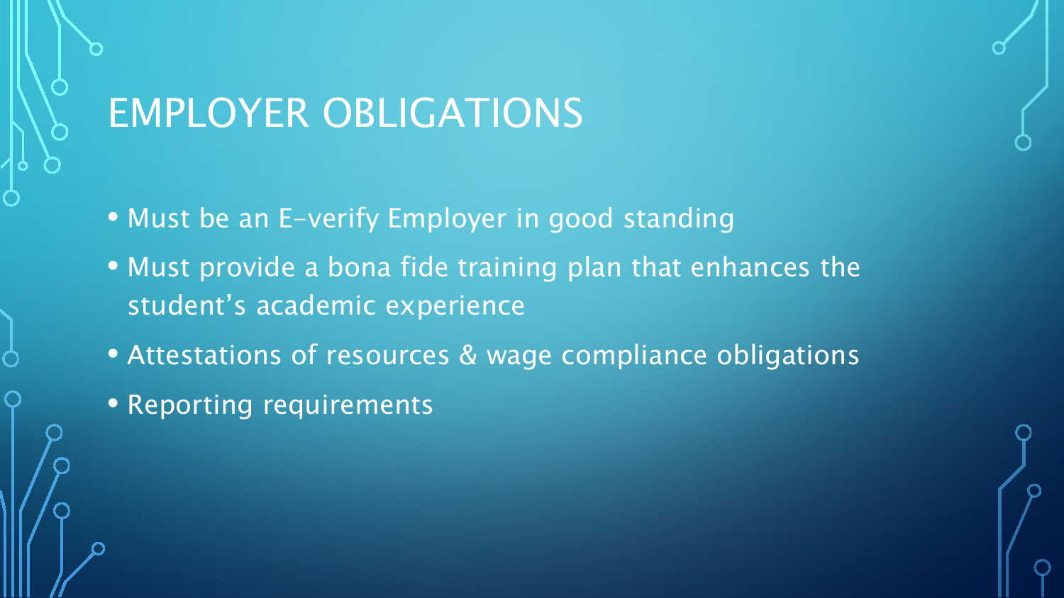# EMPLOYER OBLIGATIONS

- Must be an E-verify Employer in good standing
- Must provide a bona fide training plan that enhances the student's academic experience
- Attestations of resources & wage compliance obligations
- Reporting requirements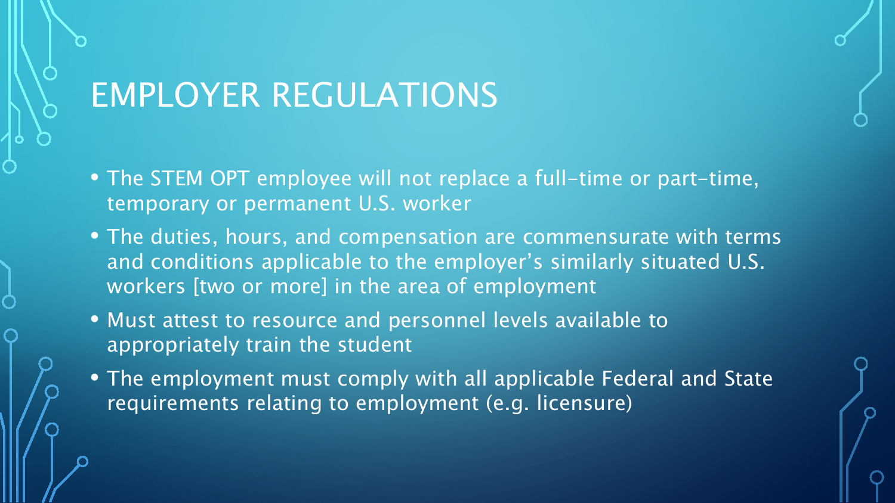# EMPLOYER REGULATIONS

- The STEM OPT employee will not replace a full-time or part-time, temporary or permanent U.S. worker
- The duties, hours, and compensation are commensurate with terms and conditions applicable to the employer's similarly situated U.S. workers [two or more] in the area of employment
- Must attest to resource and personnel levels available to appropriately train the student
- The employment must comply with all applicable Federal and State requirements relating to employment (e.g. licensure)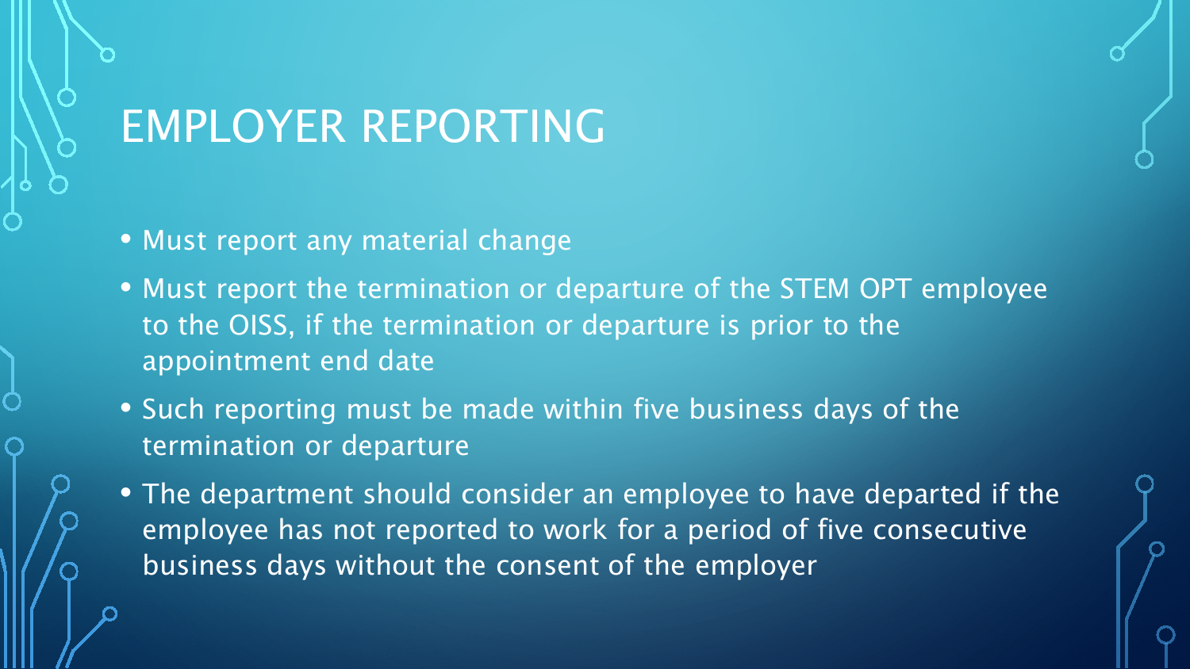# EMPLOYER REPORTING

- Must report any material change
- Must report the termination or departure of the STEM OPT employee to the OISS, if the termination or departure is prior to the appointment end date
- Such reporting must be made within five business days of the termination or departure
- The department should consider an employee to have departed if the employee has not reported to work for a period of five consecutive business days without the consent of the employer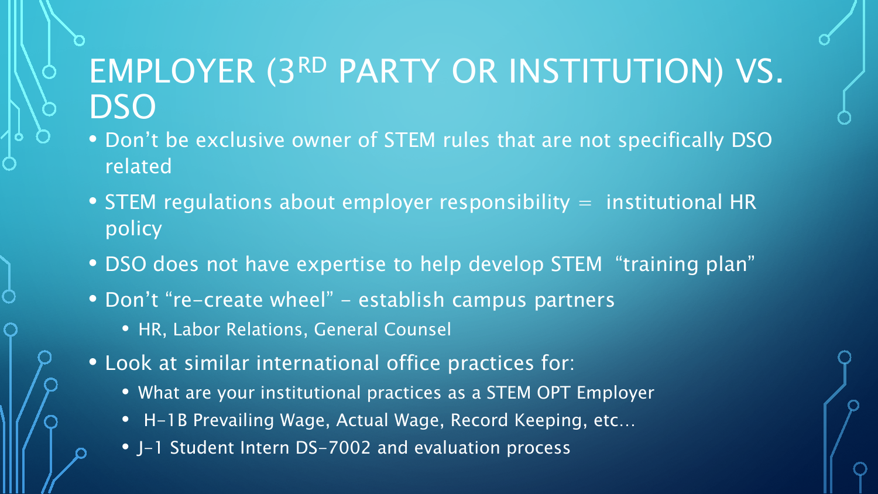# EMPLOYER (3RD PARTY OR INSTITUTION) VS. DSO

- Don't be exclusive owner of STEM rules that are not specifically DSO related
- STEM regulations about employer responsibility = institutional HR policy
- DSO does not have expertise to help develop STEM "training plan"
- Don't "re-create wheel" – establish campus partners
  - HR, Labor Relations, General Counsel
- Look at similar international office practices for:
  - What are your institutional practices as a STEM OPT Employer
  - H-1B Prevailing Wage, Actual Wage, Record Keeping, etc…
  - J-1 Student Intern DS-7002 and evaluation process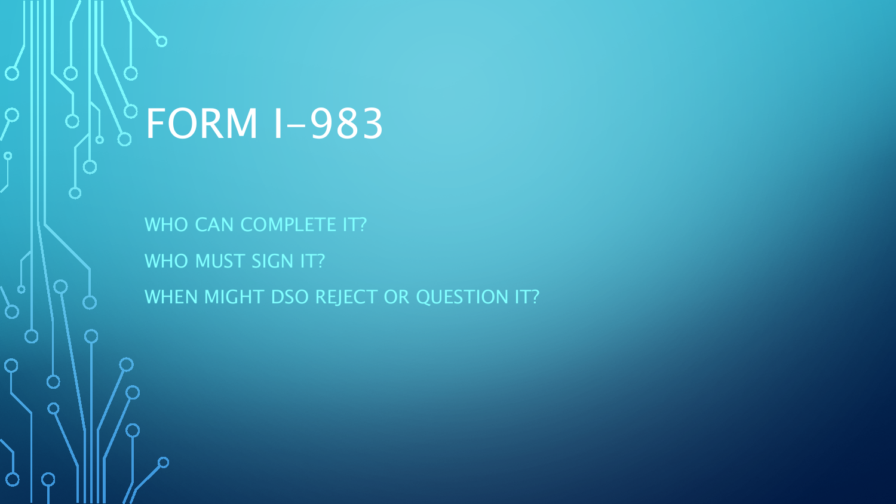# FORM I-983

WHO CAN COMPLETE IT?

WHO MUST SIGN IT?

WHEN MIGHT DSO REJECT OR QUESTION IT?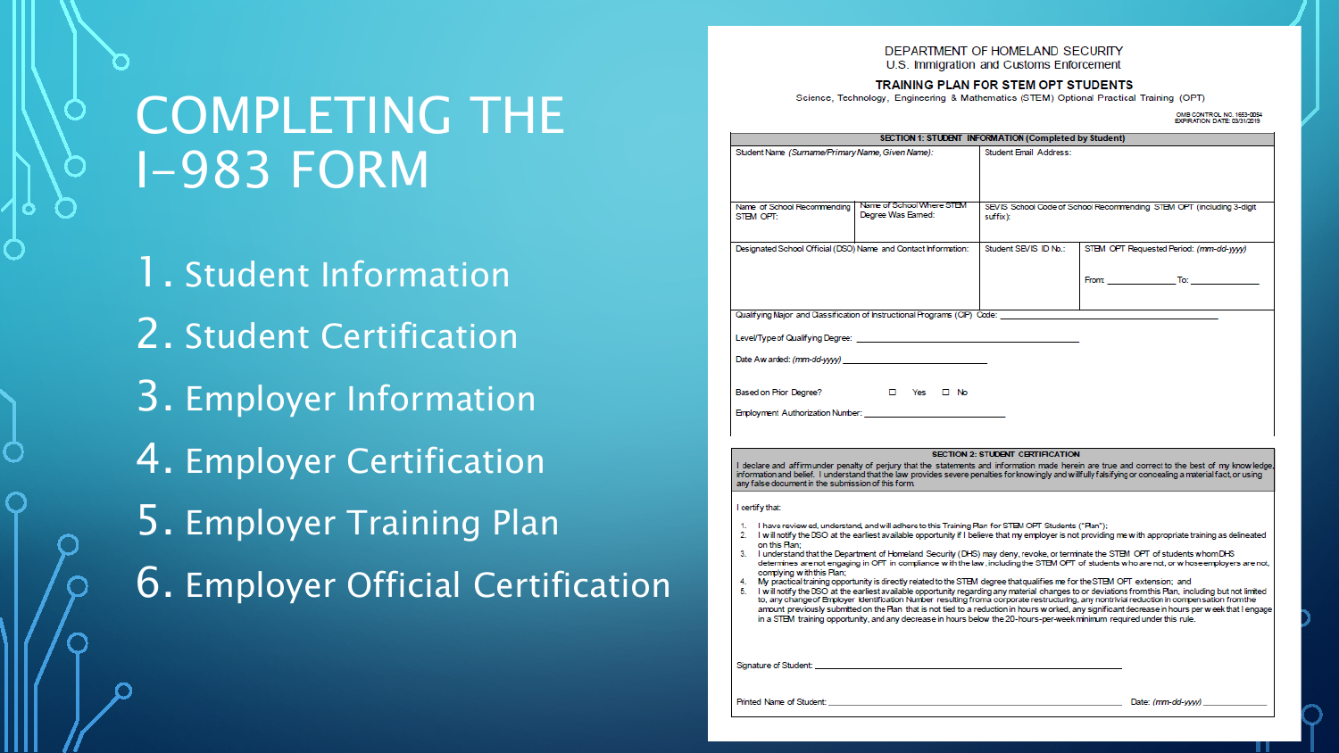# COMPLETING THE I-983 FORM

1. Student Information
2. Student Certification
3. Employer Information
4. Employer Certification
5. Employer Training Plan
6. Employer Official Certification

DEPARTMENT OF HOMELAND SECURITY
U.S. Immigration and Customs Enforcement

**TRAINING PLAN FOR STEM OPT STUDENTS**

Science, Technology, Engineering & Mathematics (STEM) Optional Practical Training (OPT)

OMB CONTROL NO. 1653-0054
EXPIRATION DATE: 03/31/2019

**SECTION 1: STUDENT INFORMATION (Completed by Student)**

| Student Name *(Surname/Primary Name, Given Name)*: | | Student Email Address: | |
|---|---|---|---|
| Name of School Recommending STEM OPT: | Name of School Where STEM Degree Was Earned: | SEVIS School Code of School Recommending STEM OPT (including 3-digit suffix): | |
| Designated School Official (DSO) Name and Contact Information: | | Student SEVIS ID No.: | STEM OPT Requested Period: *(mm-dd-yyyy)* From: ______ To: ______ |

Qualifying Major and Classification of Instructional Programs (CIP) Code: ____________________

Level/Type of Qualifying Degree: ____________________

Date Awarded: *(mm-dd-yyyy)* ____________________

Based on Prior Degree? ☐ Yes ☐ No

Employment Authorization Number: ____________________

**SECTION 2: STUDENT CERTIFICATION**

I declare and affirm under penalty of perjury that the statements and information made herein are true and correct to the best of my knowledge, information and belief. I understand that the law provides severe penalties for knowingly and willfully falsifying or concealing a material fact, or using any false document in the submission of this form.

I certify that:

1. I have reviewed, understand, and will adhere to this Training Plan for STEM OPT Students ("Plan");
2. I will notify the DSO at the earliest available opportunity if I believe that my employer is not providing me with appropriate training as delineated on this Plan;
3. I understand that the Department of Homeland Security (DHS) may deny, revoke, or terminate the STEM OPT of students whom DHS determines are not engaging in OPT in compliance with the law, including the STEM OPT of students who are not, or whose employers are not, complying with this Plan;
4. My practical training opportunity is directly related to the STEM degree that qualifies me for the STEM OPT extension; and
5. I will notify the DSO at the earliest available opportunity regarding any material changes to or deviations from this Plan, including but not limited to, any change of Employer Identification Number resulting from a corporate restructuring, any nontrivial reduction in compensation from the amount previously submitted on the Plan that is not tied to a reduction in hours worked, any significant decrease in hours per week that I engage in a STEM training opportunity, and any decrease in hours below the 20-hours-per-week minimum required under this rule.

Signature of Student: ____________________

Printed Name of Student: ____________________ Date: *(mm-dd-yyyy)* ____________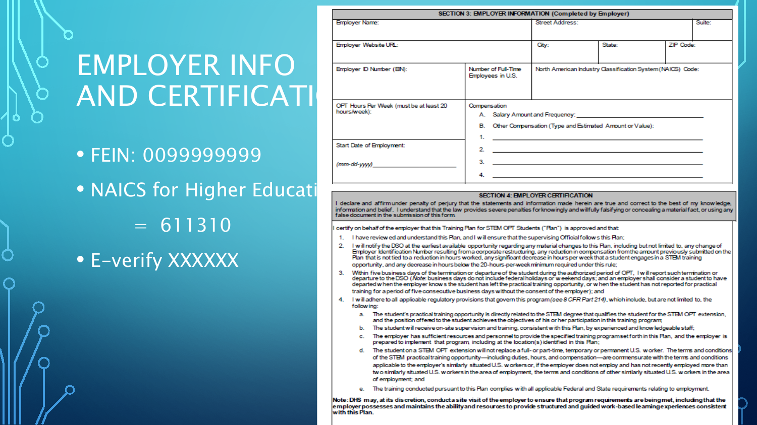# EMPLOYER INFO AND CERTIFICATI

- FEIN: 0099999999
- NAICS for Higher Educati
  = 611310
- E-verify XXXXXX

**SECTION 3: EMPLOYER INFORMATION (Completed by Employer)**

| Employer Name: | | Street Address: | | | Suite: |
|---|---|---|---|---|---|
| Employer Website URL: | | City: | State: | ZIP Code: | |
| Employer ID Number (EIN): | Number of Full-Time Employees in U.S. | North American Industry Classification System (NAICS) Code: | | | |
| OPT Hours Per Week (must be at least 20 hours/week): | Compensation<br>A. Salary Amount and Frequency: ______<br>B. Other Compensation (Type and Estimated Amount or Value):<br>1. ______ | | | | |
| Start Date of Employment:<br><br>*(mm-dd-yyyy)* ______ | 2. ______<br>3. ______<br>4. ______ | | | | |

**SECTION 4: EMPLOYER CERTIFICATION**

I declare and affirm under penalty of perjury that the statements and information made herein are true and correct to the best of my knowledge, information and belief. I understand that the law provides severe penalties for knowingly and willfully falsifying or concealing a material fact, or using any false document in the submission of this form.

I certify on behalf of the employer that this Training Plan for STEM OPT Students ("Plan") is approved and that:

1. I have reviewed and understand this Plan, and I will ensure that the supervising Official follows this Plan;
2. I will notify the DSO at the earliest available opportunity regarding any material changes to this Plan, including but not limited to, any change of Employer Identification Number resulting from a corporate restructuring, any reduction in compensation from the amount previously submitted on the Plan that is not tied to a reduction in hours worked, any significant decrease in hours per week that a student engages in a STEM training opportunity, and any decrease in hours below the 20-hours-per-week minimum required under this rule;
3. Within five business days of the termination or departure of the student during the authorized period of OPT, I will report such termination or departure to the DSO (*Note*: business days do not include federal holidays or weekend days; and an employer shall consider a student to have departed when the employer knows the student has left the practical training opportunity, or when the student has not reported for practical training for a period of five consecutive business days without the consent of the employer); and
4. I will adhere to all applicable regulatory provisions that govern this program *(see 8 CFR Part 214)*, which include, but are not limited to, the following:
   a. The student's practical training opportunity is directly related to the STEM degree that qualifies the student for the STEM OPT extension, and the position offered to the student achieves the objectives of his or her participation in this training program;
   b. The student will receive on-site supervision and training, consistent with this Plan, by experienced and knowledgeable staff;
   c. The employer has sufficient resources and personnel to provide the specified training program set forth in this Plan, and the employer is prepared to implement that program, including at the location(s) identified in this Plan;
   d. The student on a STEM OPT extension will not replace a full- or part-time, temporary or permanent U.S. worker. The terms and conditions of the STEM practical training opportunity—including duties, hours, and compensation—are commensurate with the terms and conditions applicable to the employer's similarly situated U.S. workers or, if the employer does not employ and has not recently employed more than two similarly situated U.S. workers in the area of employment, the terms and conditions of other similarly situated U.S. workers in the area of employment; and
   e. The training conducted pursuant to this Plan complies with all applicable Federal and State requirements relating to employment.

**Note: DHS may, at its discretion, conduct a site visit of the employer to ensure that program requirements are being met, including that the employer possesses and maintains the ability and resources to provide structured and guided work-based learning experiences consistent with this Plan.**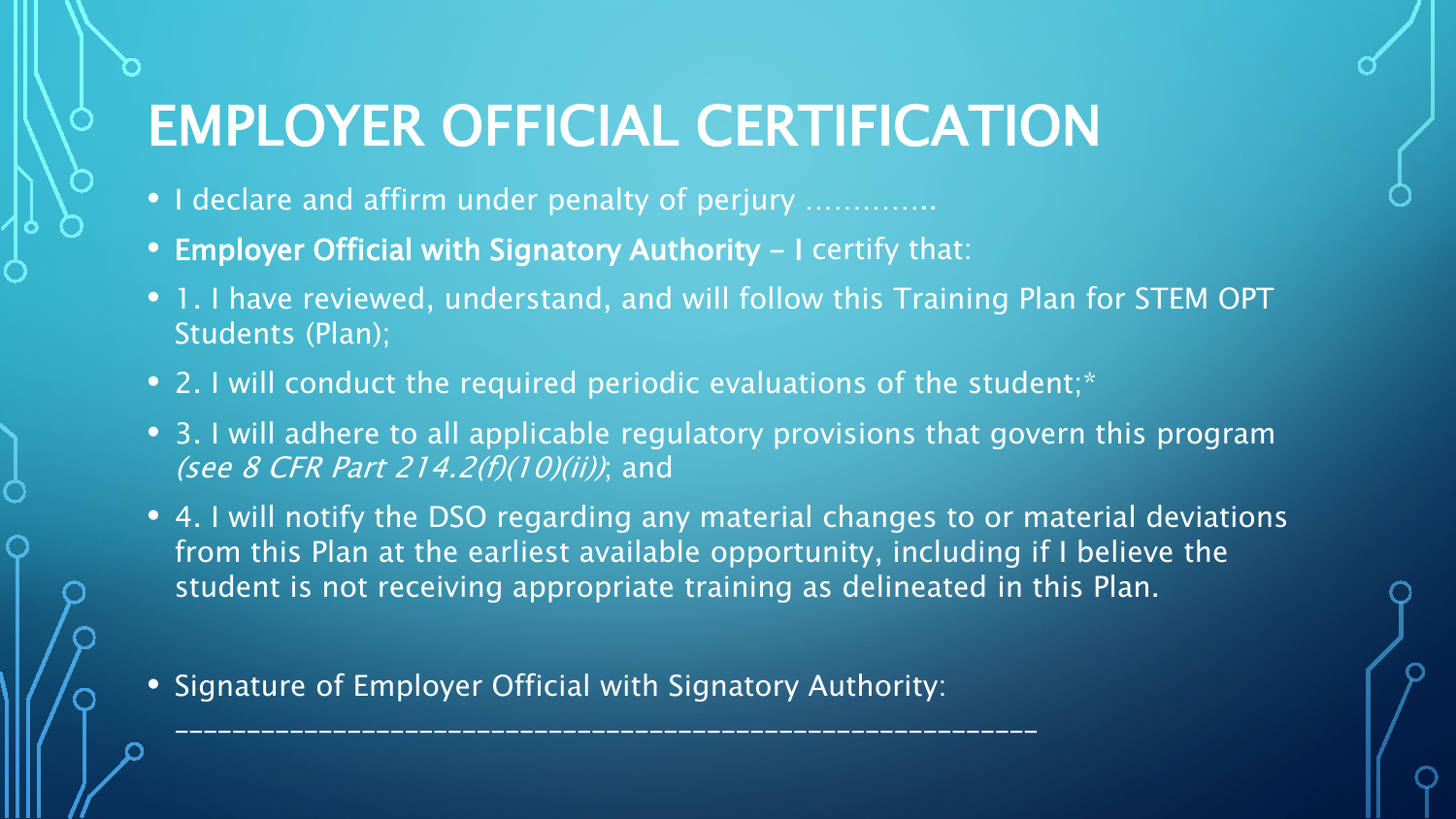# EMPLOYER OFFICIAL CERTIFICATION

- I declare and affirm under penalty of perjury ………….
- **Employer Official with Signatory Authority – I** certify that:
- 1. I have reviewed, understand, and will follow this Training Plan for STEM OPT Students (Plan);
- 2. I will conduct the required periodic evaluations of the student;*
- 3. I will adhere to all applicable regulatory provisions that govern this program *(see 8 CFR Part 214.2(f)(10)(ii))*; and
- 4. I will notify the DSO regarding any material changes to or material deviations from this Plan at the earliest available opportunity, including if I believe the student is not receiving appropriate training as delineated in this Plan.
- Signature of Employer Official with Signatory Authority:

  _______________________________________________________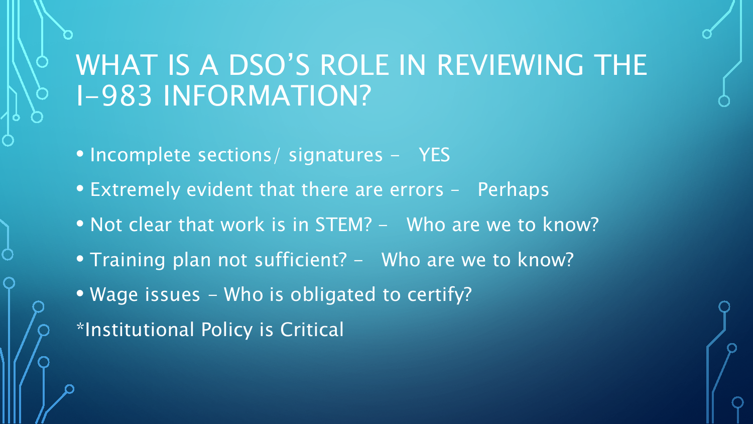# WHAT IS A DSO'S ROLE IN REVIEWING THE I-983 INFORMATION?

- Incomplete sections/ signatures - YES
- Extremely evident that there are errors – Perhaps
- Not clear that work is in STEM? – Who are we to know?
- Training plan not sufficient? – Who are we to know?
- Wage issues – Who is obligated to certify?

*Institutional Policy is Critical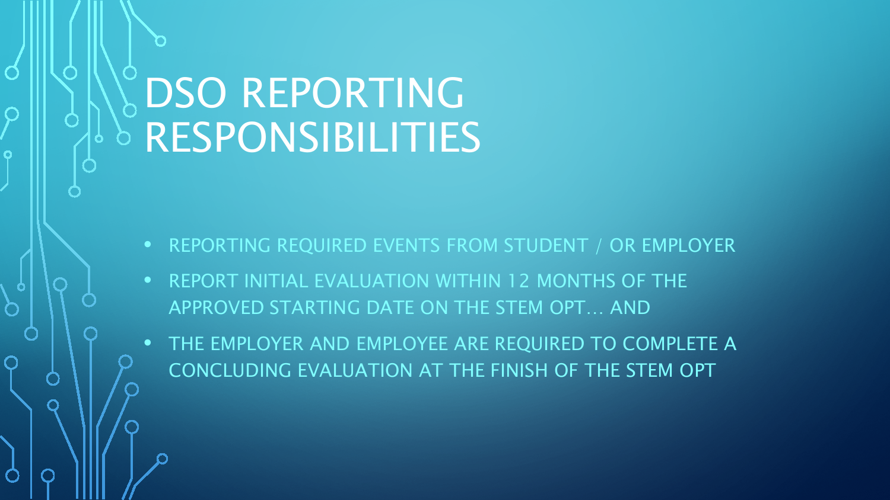# DSO REPORTING RESPONSIBILITIES

- REPORTING REQUIRED EVENTS FROM STUDENT / OR EMPLOYER
- REPORT INITIAL EVALUATION WITHIN 12 MONTHS OF THE APPROVED STARTING DATE ON THE STEM OPT… AND
- THE EMPLOYER AND EMPLOYEE ARE REQUIRED TO COMPLETE A CONCLUDING EVALUATION AT THE FINISH OF THE STEM OPT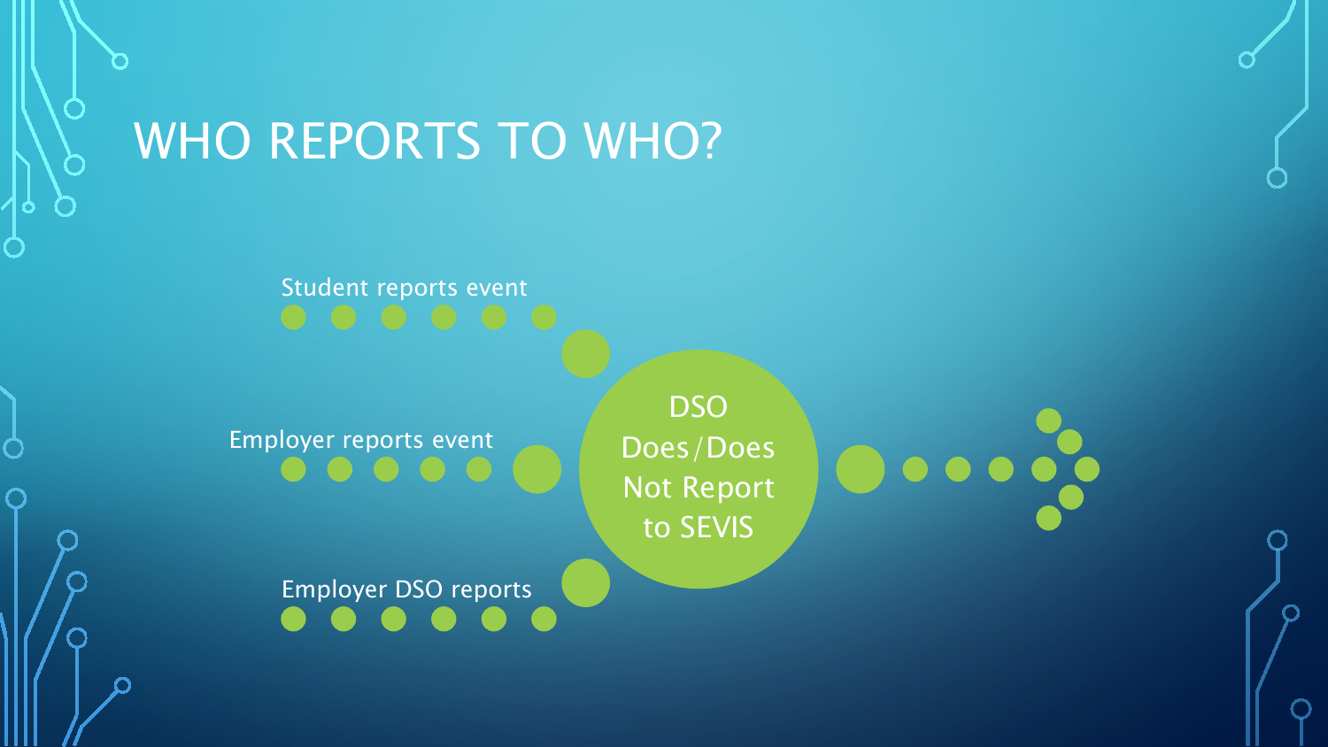# WHO REPORTS TO WHO?

Student reports event

Employer reports event

Employer DSO reports

DSO Does/Does Not Report to SEVIS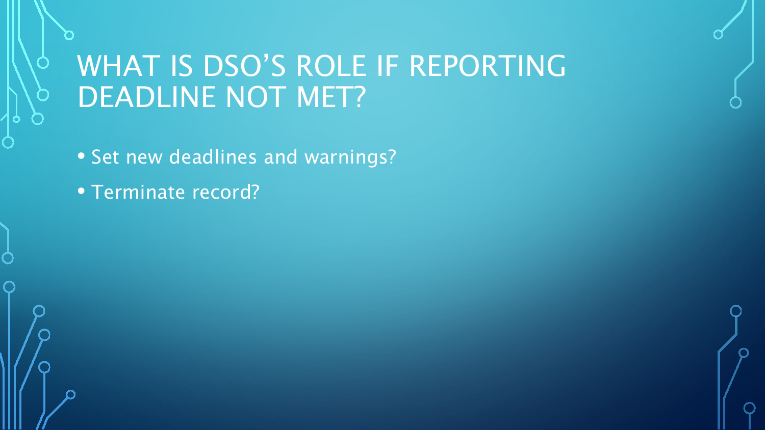# WHAT IS DSO'S ROLE IF REPORTING DEADLINE NOT MET?

- Set new deadlines and warnings?
- Terminate record?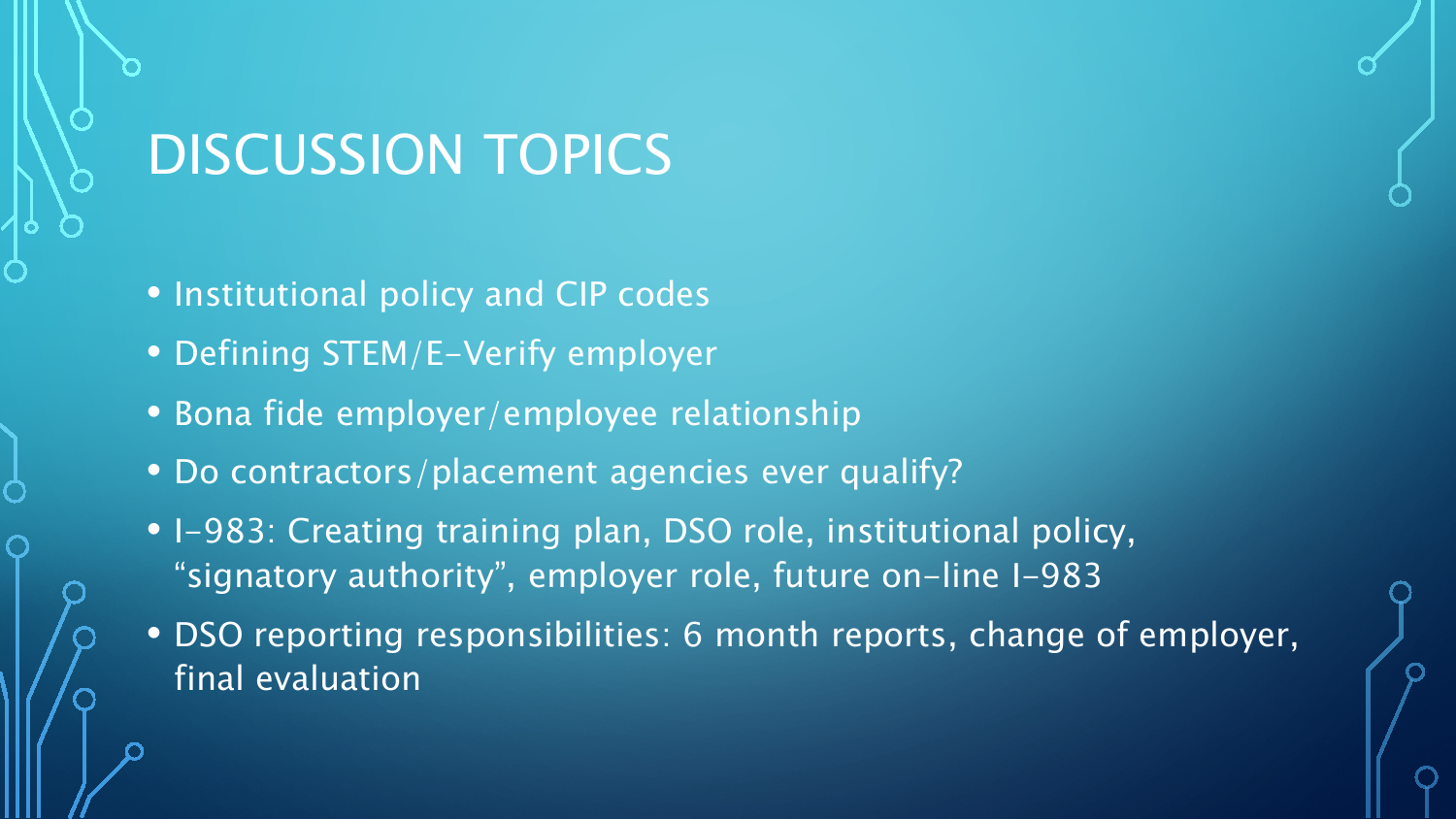# DISCUSSION TOPICS

- Institutional policy and CIP codes
- Defining STEM/E-Verify employer
- Bona fide employer/employee relationship
- Do contractors/placement agencies ever qualify?
- I-983: Creating training plan, DSO role, institutional policy, “signatory authority”, employer role, future on-line I-983
- DSO reporting responsibilities: 6 month reports, change of employer, final evaluation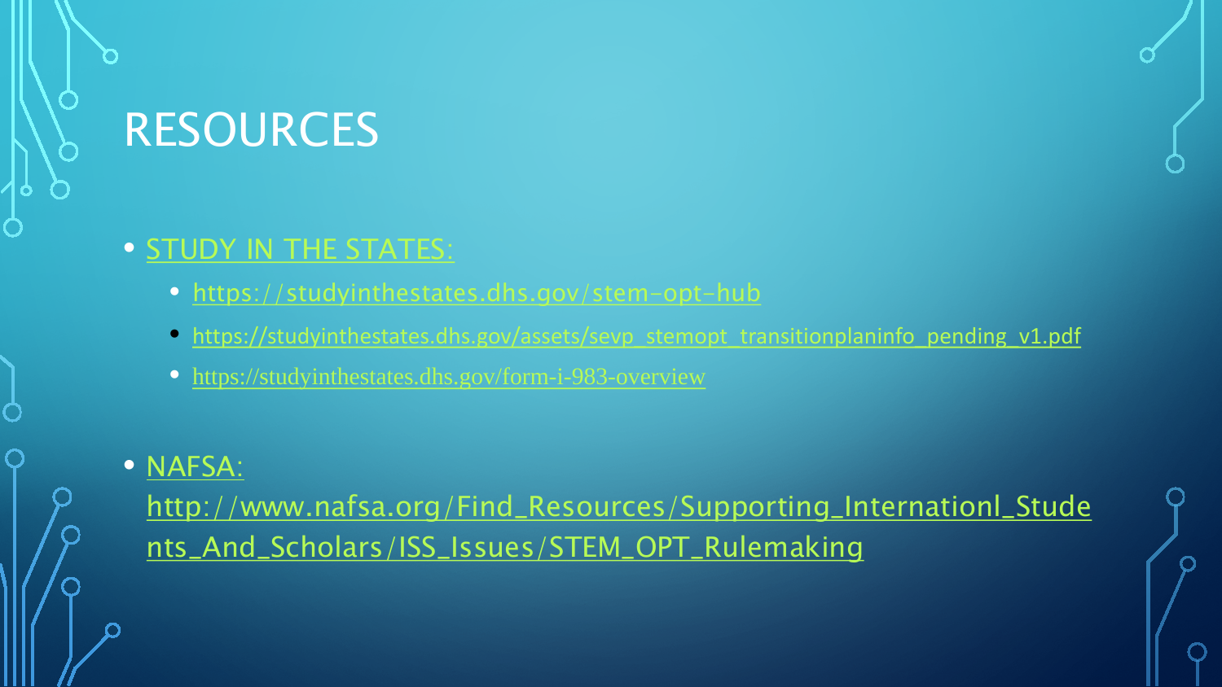# RESOURCES

- STUDY IN THE STATES:
  - https://studyinthestates.dhs.gov/stem-opt-hub
  - https://studyinthestates.dhs.gov/assets/sevp_stemopt_transitionplaninfo_pending_v1.pdf
  - https://studyinthestates.dhs.gov/form-i-983-overview
- NAFSA: http://www.nafsa.org/Find_Resources/Supporting_Internationl_Students_And_Scholars/ISS_Issues/STEM_OPT_Rulemaking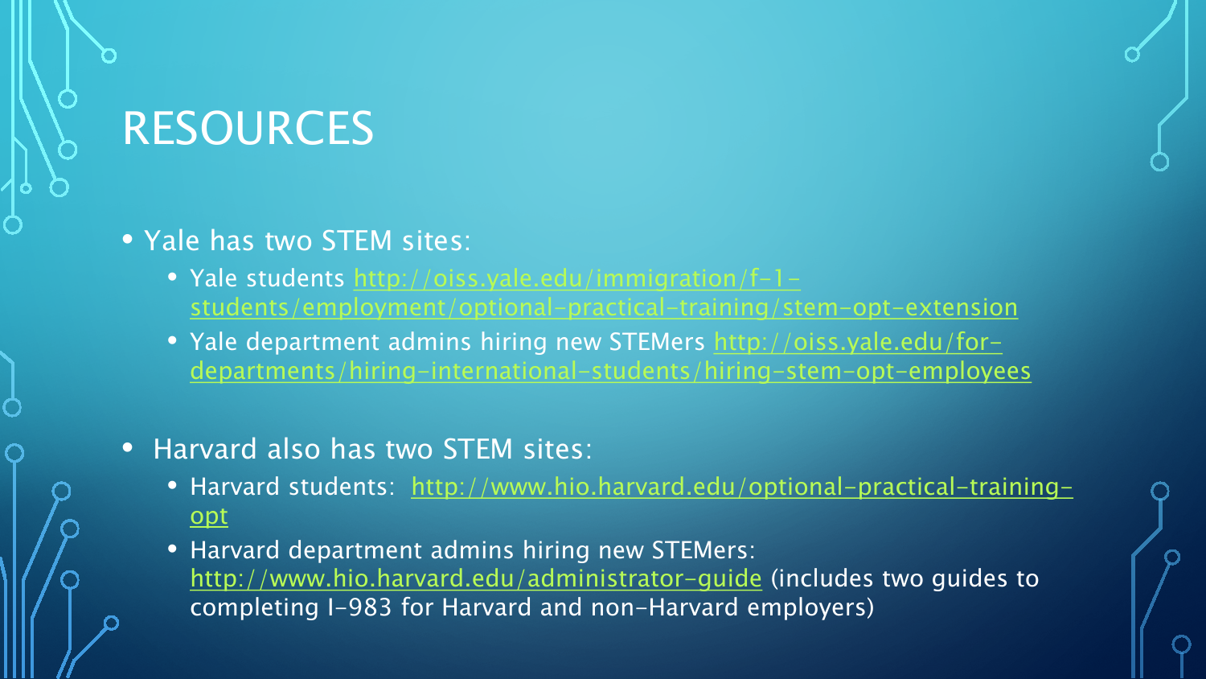# RESOURCES

- Yale has two STEM sites:
  - Yale students http://oiss.yale.edu/immigration/f-1-students/employment/optional-practical-training/stem-opt-extension
  - Yale department admins hiring new STEMers http://oiss.yale.edu/for-departments/hiring-international-students/hiring-stem-opt-employees

- Harvard also has two STEM sites:
  - Harvard students: http://www.hio.harvard.edu/optional-practical-training-opt
  - Harvard department admins hiring new STEMers: http://www.hio.harvard.edu/administrator-guide (includes two guides to completing I-983 for Harvard and non-Harvard employers)